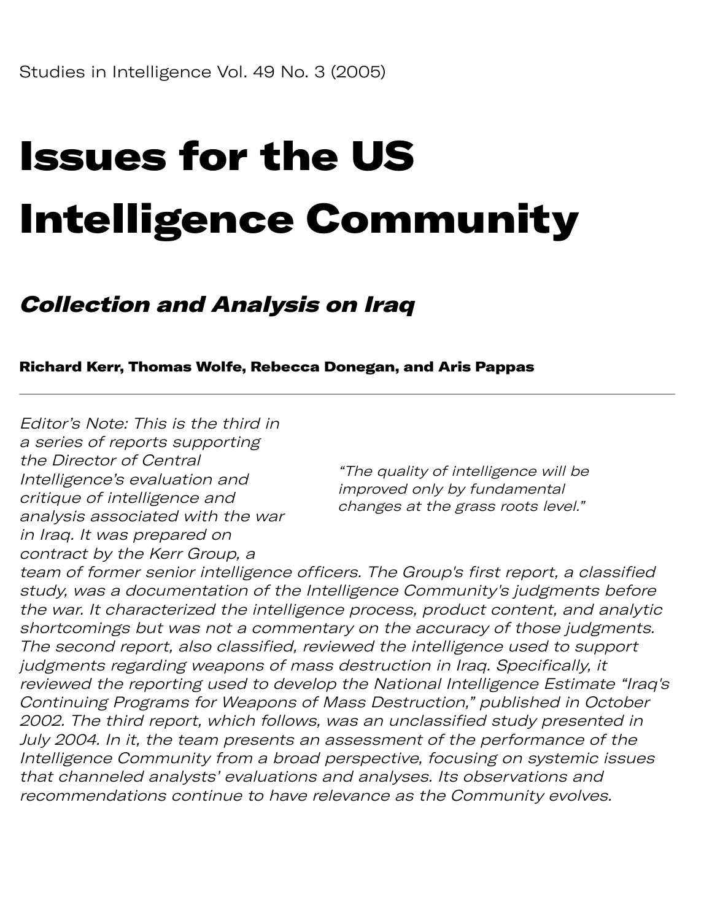Studies in Intelligence Vol. 49 No. 3 (2005)

# Issues for the US Intelligence Community

## *Collection and Analysis on Iraq*

**Richard Kerr, Thomas Wolfe, Rebecca Donegan, and Aris Pappas**

---

*Editor's Note: This is the third in a series of reports supporting the Director of Central Intelligence's evaluation and critique of intelligence and analysis associated with the war in Iraq. It was prepared on contract by the Kerr Group, a team of former senior intelligence officers. The Group's first report, a classified study, was a documentation of the Intelligence Community's judgments before the war. It characterized the intelligence process, product content, and analytic shortcomings but was not a commentary on the accuracy of those judgments. The second report, also classified, reviewed the intelligence used to support judgments regarding weapons of mass destruction in Iraq. Specifically, it reviewed the reporting used to develop the National Intelligence Estimate "Iraq's Continuing Programs for Weapons of Mass Destruction," published in October 2002. The third report, which follows, was an unclassified study presented in July 2004. In it, the team presents an assessment of the performance of the Intelligence Community from a broad perspective, focusing on systemic issues that channeled analysts' evaluations and analyses. Its observations and recommendations continue to have relevance as the Community evolves.*

> *"The quality of intelligence will be improved only by fundamental changes at the grass roots level."*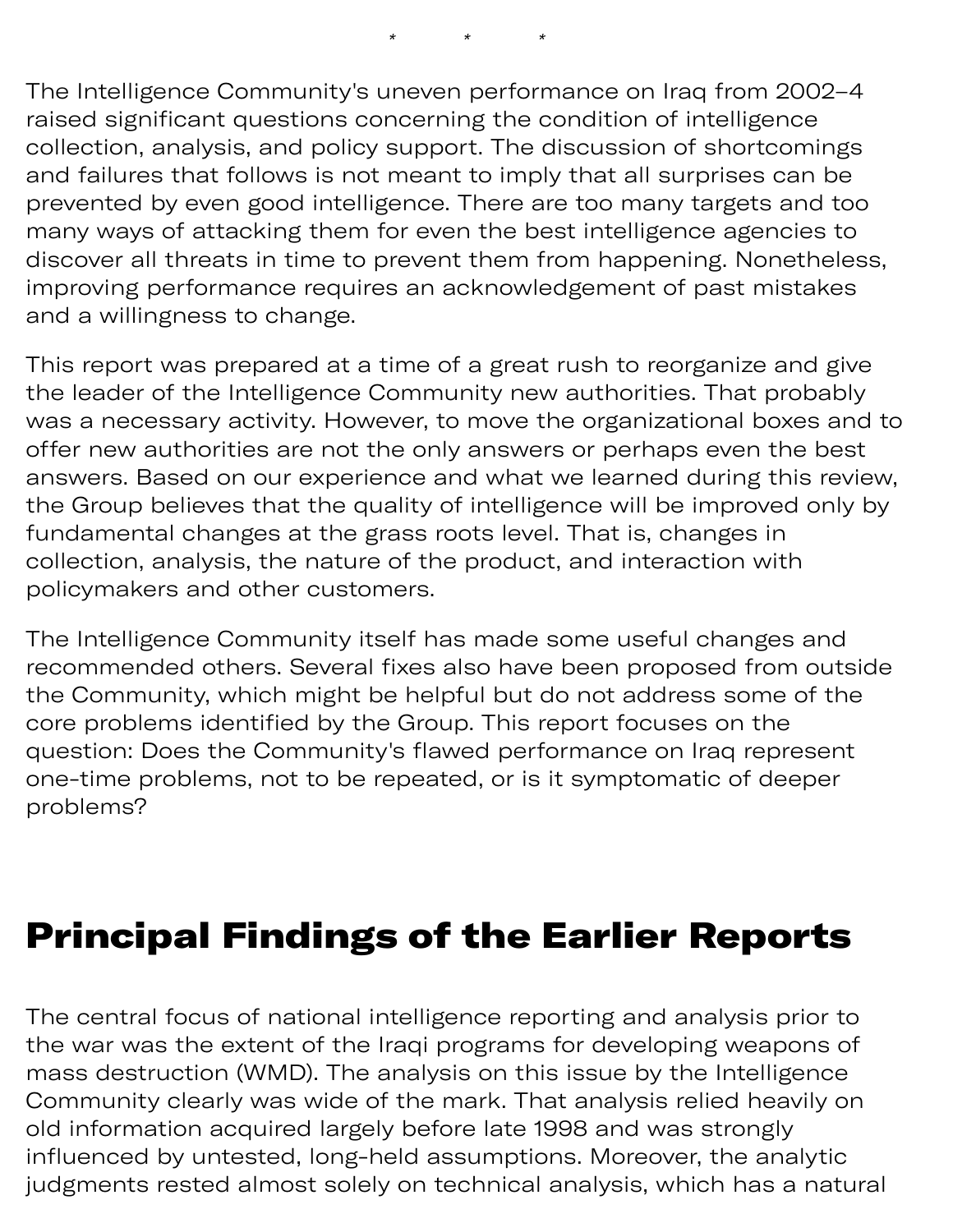\*   \*   \*

The Intelligence Community's uneven performance on Iraq from 2002–4 raised significant questions concerning the condition of intelligence collection, analysis, and policy support. The discussion of shortcomings and failures that follows is not meant to imply that all surprises can be prevented by even good intelligence. There are too many targets and too many ways of attacking them for even the best intelligence agencies to discover all threats in time to prevent them from happening. Nonetheless, improving performance requires an acknowledgement of past mistakes and a willingness to change.

This report was prepared at a time of a great rush to reorganize and give the leader of the Intelligence Community new authorities. That probably was a necessary activity. However, to move the organizational boxes and to offer new authorities are not the only answers or perhaps even the best answers. Based on our experience and what we learned during this review, the Group believes that the quality of intelligence will be improved only by fundamental changes at the grass roots level. That is, changes in collection, analysis, the nature of the product, and interaction with policymakers and other customers.

The Intelligence Community itself has made some useful changes and recommended others. Several fixes also have been proposed from outside the Community, which might be helpful but do not address some of the core problems identified by the Group. This report focuses on the question: Does the Community's flawed performance on Iraq represent one-time problems, not to be repeated, or is it symptomatic of deeper problems?

## Principal Findings of the Earlier Reports

The central focus of national intelligence reporting and analysis prior to the war was the extent of the Iraqi programs for developing weapons of mass destruction (WMD). The analysis on this issue by the Intelligence Community clearly was wide of the mark. That analysis relied heavily on old information acquired largely before late 1998 and was strongly influenced by untested, long-held assumptions. Moreover, the analytic judgments rested almost solely on technical analysis, which has a natural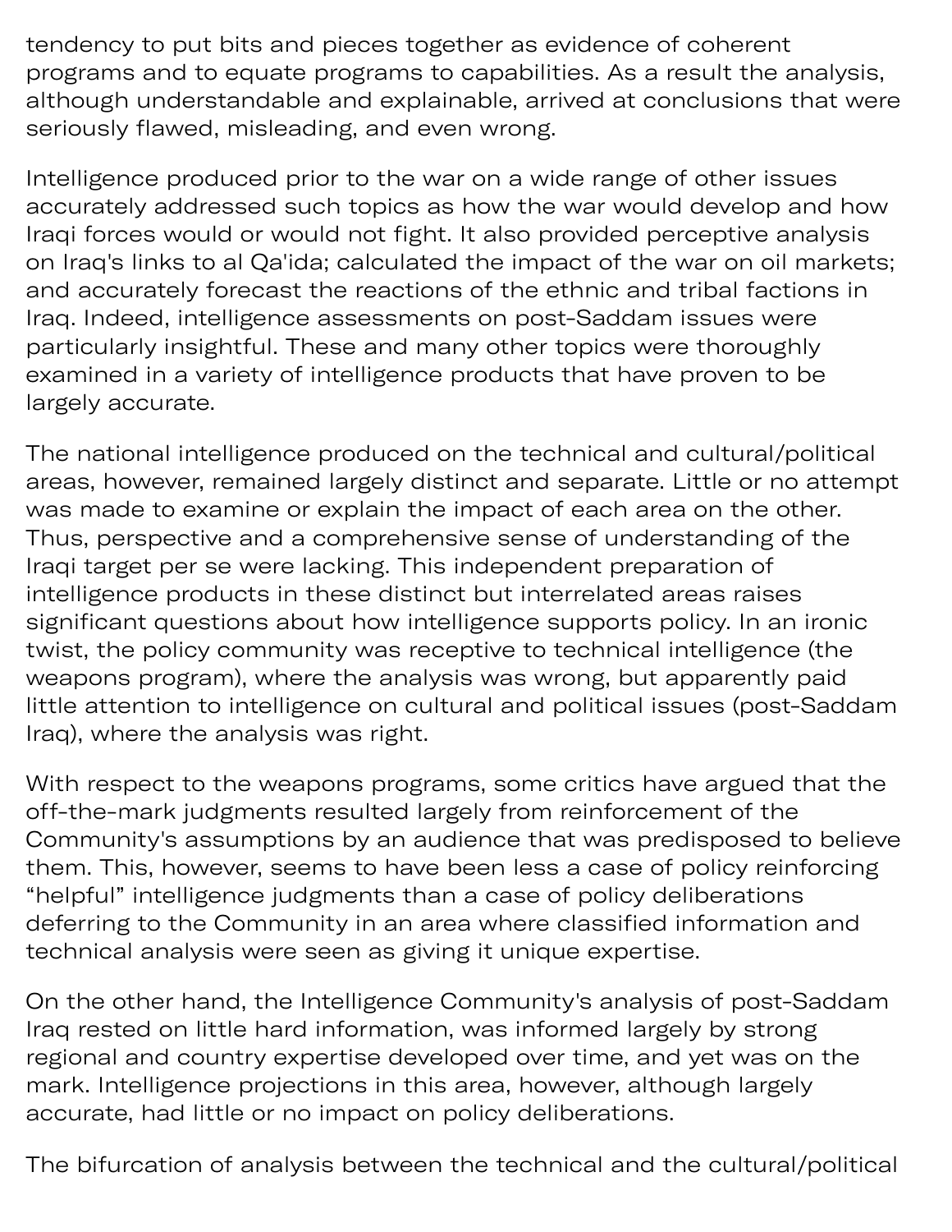tendency to put bits and pieces together as evidence of coherent programs and to equate programs to capabilities. As a result the analysis, although understandable and explainable, arrived at conclusions that were seriously flawed, misleading, and even wrong.

Intelligence produced prior to the war on a wide range of other issues accurately addressed such topics as how the war would develop and how Iraqi forces would or would not fight. It also provided perceptive analysis on Iraq's links to al Qa'ida; calculated the impact of the war on oil markets; and accurately forecast the reactions of the ethnic and tribal factions in Iraq. Indeed, intelligence assessments on post-Saddam issues were particularly insightful. These and many other topics were thoroughly examined in a variety of intelligence products that have proven to be largely accurate.

The national intelligence produced on the technical and cultural/political areas, however, remained largely distinct and separate. Little or no attempt was made to examine or explain the impact of each area on the other. Thus, perspective and a comprehensive sense of understanding of the Iraqi target per se were lacking. This independent preparation of intelligence products in these distinct but interrelated areas raises significant questions about how intelligence supports policy. In an ironic twist, the policy community was receptive to technical intelligence (the weapons program), where the analysis was wrong, but apparently paid little attention to intelligence on cultural and political issues (post-Saddam Iraq), where the analysis was right.

With respect to the weapons programs, some critics have argued that the off-the-mark judgments resulted largely from reinforcement of the Community's assumptions by an audience that was predisposed to believe them. This, however, seems to have been less a case of policy reinforcing "helpful" intelligence judgments than a case of policy deliberations deferring to the Community in an area where classified information and technical analysis were seen as giving it unique expertise.

On the other hand, the Intelligence Community's analysis of post-Saddam Iraq rested on little hard information, was informed largely by strong regional and country expertise developed over time, and yet was on the mark. Intelligence projections in this area, however, although largely accurate, had little or no impact on policy deliberations.

The bifurcation of analysis between the technical and the cultural/political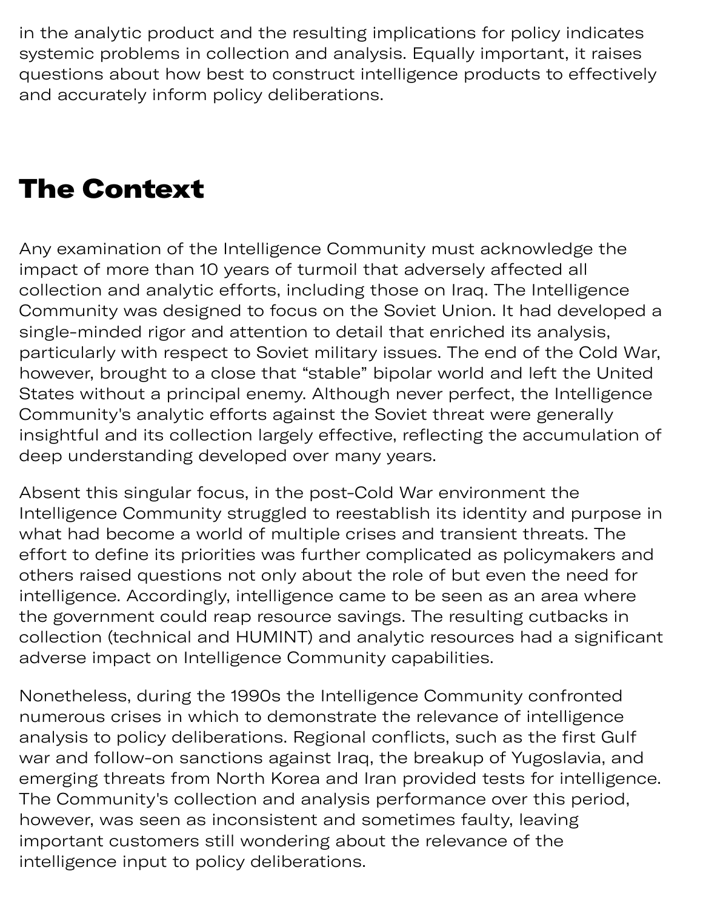in the analytic product and the resulting implications for policy indicates systemic problems in collection and analysis. Equally important, it raises questions about how best to construct intelligence products to effectively and accurately inform policy deliberations.

## The Context

Any examination of the Intelligence Community must acknowledge the impact of more than 10 years of turmoil that adversely affected all collection and analytic efforts, including those on Iraq. The Intelligence Community was designed to focus on the Soviet Union. It had developed a single-minded rigor and attention to detail that enriched its analysis, particularly with respect to Soviet military issues. The end of the Cold War, however, brought to a close that “stable” bipolar world and left the United States without a principal enemy. Although never perfect, the Intelligence Community's analytic efforts against the Soviet threat were generally insightful and its collection largely effective, reflecting the accumulation of deep understanding developed over many years.

Absent this singular focus, in the post-Cold War environment the Intelligence Community struggled to reestablish its identity and purpose in what had become a world of multiple crises and transient threats. The effort to define its priorities was further complicated as policymakers and others raised questions not only about the role of but even the need for intelligence. Accordingly, intelligence came to be seen as an area where the government could reap resource savings. The resulting cutbacks in collection (technical and HUMINT) and analytic resources had a significant adverse impact on Intelligence Community capabilities.

Nonetheless, during the 1990s the Intelligence Community confronted numerous crises in which to demonstrate the relevance of intelligence analysis to policy deliberations. Regional conflicts, such as the first Gulf war and follow-on sanctions against Iraq, the breakup of Yugoslavia, and emerging threats from North Korea and Iran provided tests for intelligence. The Community's collection and analysis performance over this period, however, was seen as inconsistent and sometimes faulty, leaving important customers still wondering about the relevance of the intelligence input to policy deliberations.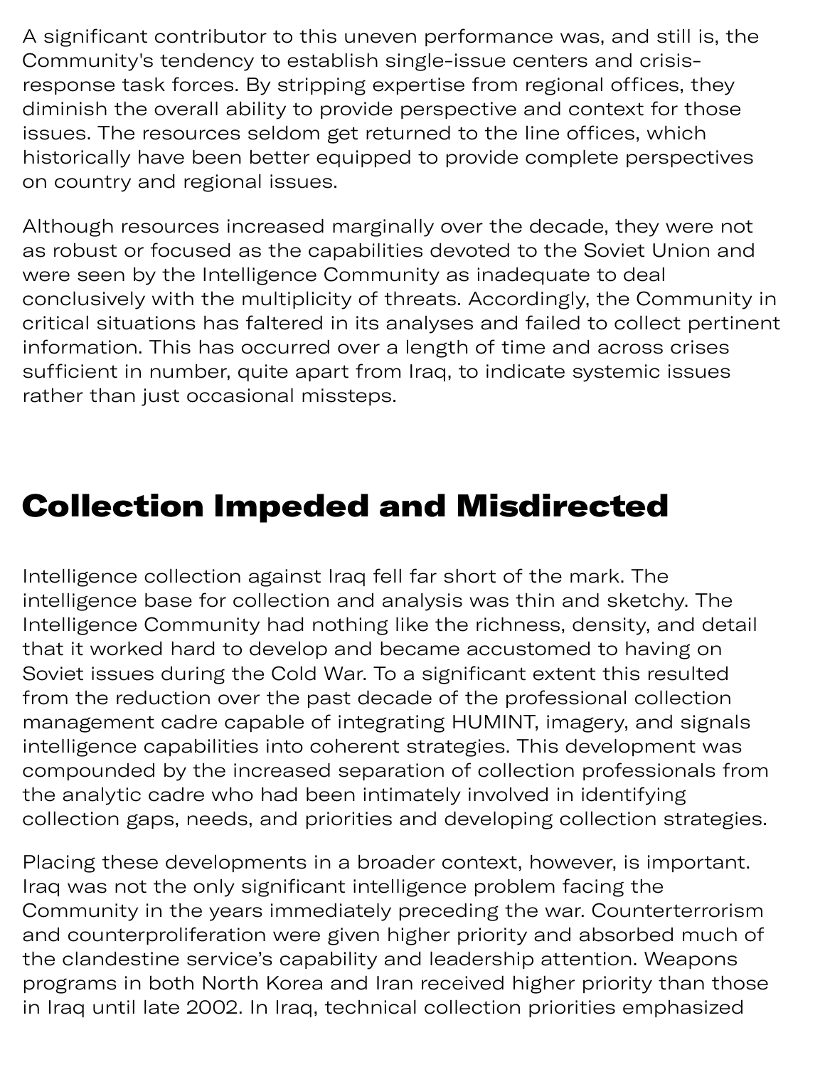A significant contributor to this uneven performance was, and still is, the Community's tendency to establish single-issue centers and crisis-response task forces. By stripping expertise from regional offices, they diminish the overall ability to provide perspective and context for those issues. The resources seldom get returned to the line offices, which historically have been better equipped to provide complete perspectives on country and regional issues.

Although resources increased marginally over the decade, they were not as robust or focused as the capabilities devoted to the Soviet Union and were seen by the Intelligence Community as inadequate to deal conclusively with the multiplicity of threats. Accordingly, the Community in critical situations has faltered in its analyses and failed to collect pertinent information. This has occurred over a length of time and across crises sufficient in number, quite apart from Iraq, to indicate systemic issues rather than just occasional missteps.

## Collection Impeded and Misdirected

Intelligence collection against Iraq fell far short of the mark. The intelligence base for collection and analysis was thin and sketchy. The Intelligence Community had nothing like the richness, density, and detail that it worked hard to develop and became accustomed to having on Soviet issues during the Cold War. To a significant extent this resulted from the reduction over the past decade of the professional collection management cadre capable of integrating HUMINT, imagery, and signals intelligence capabilities into coherent strategies. This development was compounded by the increased separation of collection professionals from the analytic cadre who had been intimately involved in identifying collection gaps, needs, and priorities and developing collection strategies.

Placing these developments in a broader context, however, is important. Iraq was not the only significant intelligence problem facing the Community in the years immediately preceding the war. Counterterrorism and counterproliferation were given higher priority and absorbed much of the clandestine service's capability and leadership attention. Weapons programs in both North Korea and Iran received higher priority than those in Iraq until late 2002. In Iraq, technical collection priorities emphasized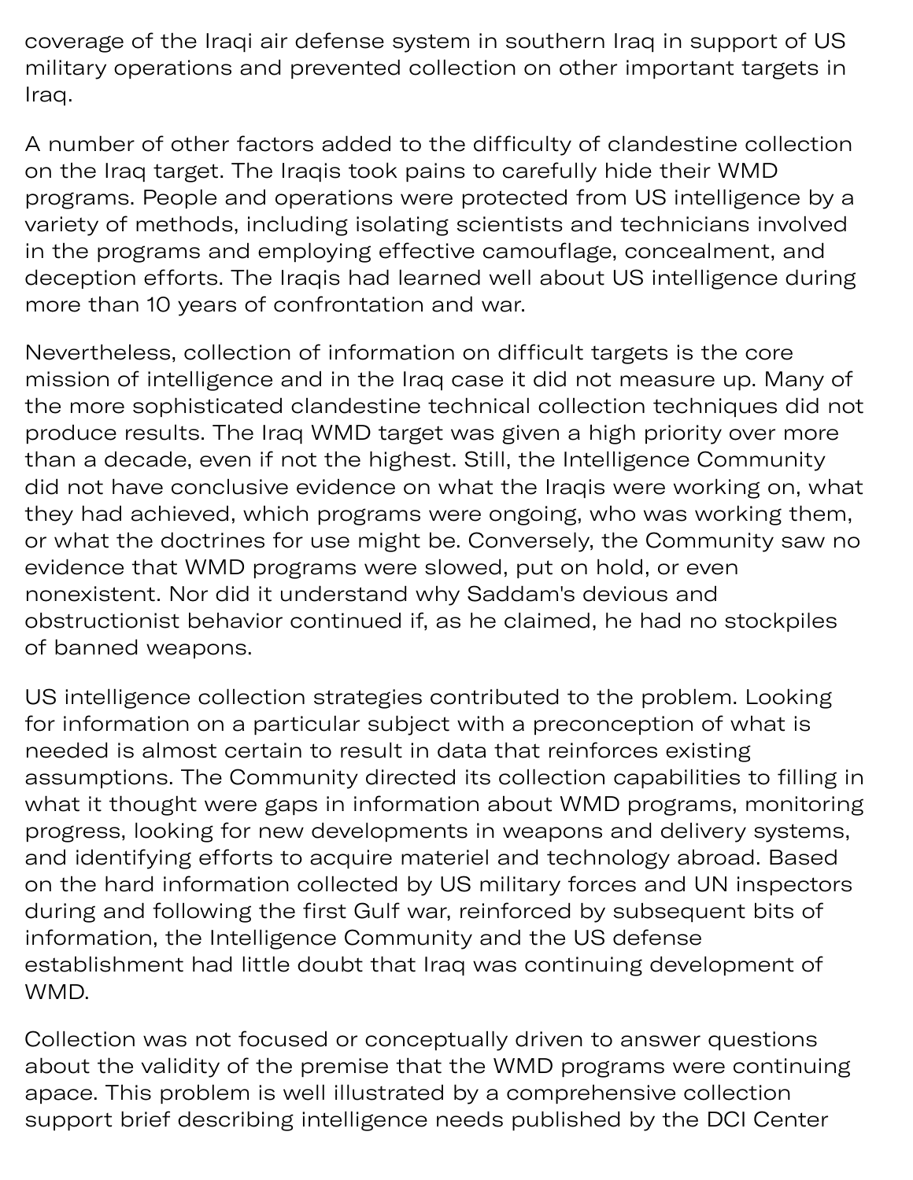coverage of the Iraqi air defense system in southern Iraq in support of US military operations and prevented collection on other important targets in Iraq.

A number of other factors added to the difficulty of clandestine collection on the Iraq target. The Iraqis took pains to carefully hide their WMD programs. People and operations were protected from US intelligence by a variety of methods, including isolating scientists and technicians involved in the programs and employing effective camouflage, concealment, and deception efforts. The Iraqis had learned well about US intelligence during more than 10 years of confrontation and war.

Nevertheless, collection of information on difficult targets is the core mission of intelligence and in the Iraq case it did not measure up. Many of the more sophisticated clandestine technical collection techniques did not produce results. The Iraq WMD target was given a high priority over more than a decade, even if not the highest. Still, the Intelligence Community did not have conclusive evidence on what the Iraqis were working on, what they had achieved, which programs were ongoing, who was working them, or what the doctrines for use might be. Conversely, the Community saw no evidence that WMD programs were slowed, put on hold, or even nonexistent. Nor did it understand why Saddam's devious and obstructionist behavior continued if, as he claimed, he had no stockpiles of banned weapons.

US intelligence collection strategies contributed to the problem. Looking for information on a particular subject with a preconception of what is needed is almost certain to result in data that reinforces existing assumptions. The Community directed its collection capabilities to filling in what it thought were gaps in information about WMD programs, monitoring progress, looking for new developments in weapons and delivery systems, and identifying efforts to acquire materiel and technology abroad. Based on the hard information collected by US military forces and UN inspectors during and following the first Gulf war, reinforced by subsequent bits of information, the Intelligence Community and the US defense establishment had little doubt that Iraq was continuing development of WMD.

Collection was not focused or conceptually driven to answer questions about the validity of the premise that the WMD programs were continuing apace. This problem is well illustrated by a comprehensive collection support brief describing intelligence needs published by the DCI Center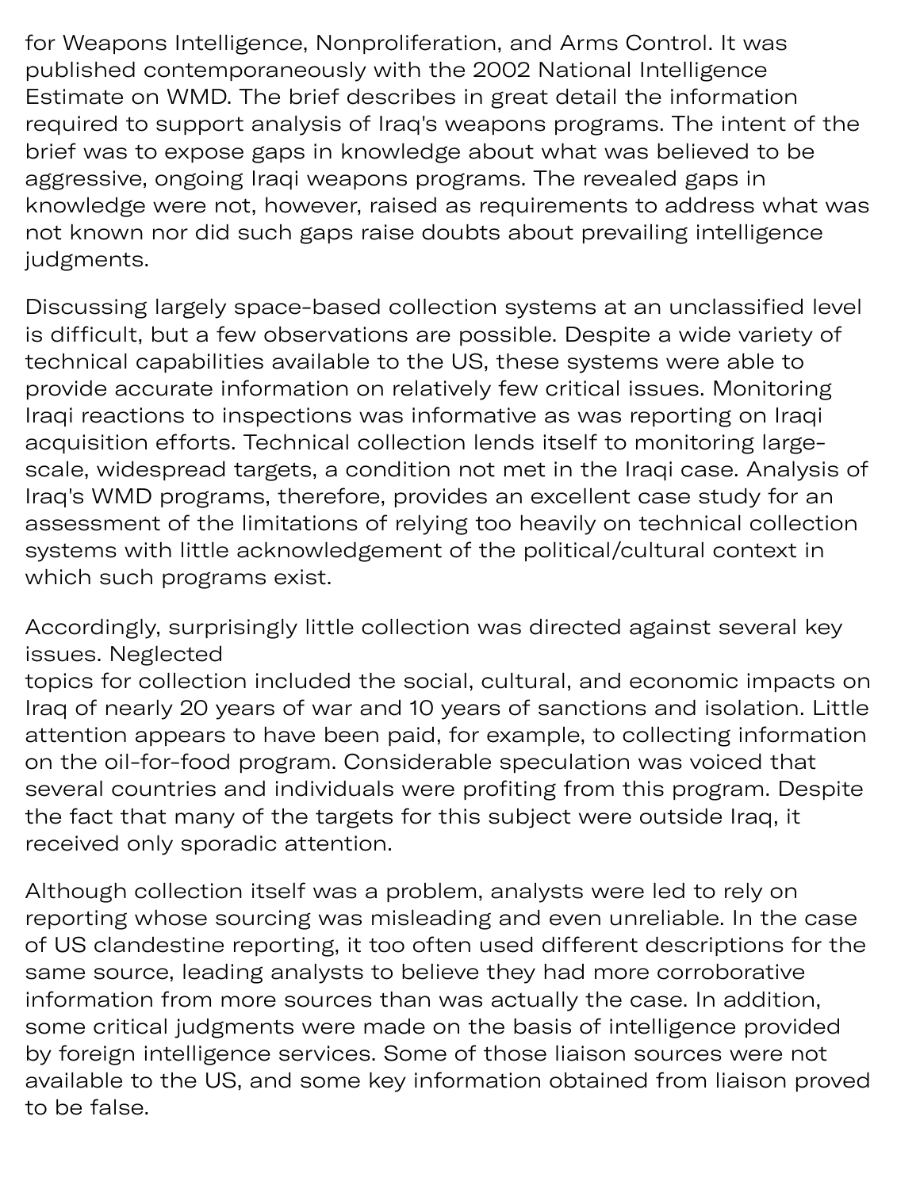for Weapons Intelligence, Nonproliferation, and Arms Control. It was published contemporaneously with the 2002 National Intelligence Estimate on WMD. The brief describes in great detail the information required to support analysis of Iraq's weapons programs. The intent of the brief was to expose gaps in knowledge about what was believed to be aggressive, ongoing Iraqi weapons programs. The revealed gaps in knowledge were not, however, raised as requirements to address what was not known nor did such gaps raise doubts about prevailing intelligence judgments.

Discussing largely space-based collection systems at an unclassified level is difficult, but a few observations are possible. Despite a wide variety of technical capabilities available to the US, these systems were able to provide accurate information on relatively few critical issues. Monitoring Iraqi reactions to inspections was informative as was reporting on Iraqi acquisition efforts. Technical collection lends itself to monitoring large-scale, widespread targets, a condition not met in the Iraqi case. Analysis of Iraq's WMD programs, therefore, provides an excellent case study for an assessment of the limitations of relying too heavily on technical collection systems with little acknowledgement of the political/cultural context in which such programs exist.

Accordingly, surprisingly little collection was directed against several key issues. Neglected topics for collection included the social, cultural, and economic impacts on Iraq of nearly 20 years of war and 10 years of sanctions and isolation. Little attention appears to have been paid, for example, to collecting information on the oil-for-food program. Considerable speculation was voiced that several countries and individuals were profiting from this program. Despite the fact that many of the targets for this subject were outside Iraq, it received only sporadic attention.

Although collection itself was a problem, analysts were led to rely on reporting whose sourcing was misleading and even unreliable. In the case of US clandestine reporting, it too often used different descriptions for the same source, leading analysts to believe they had more corroborative information from more sources than was actually the case. In addition, some critical judgments were made on the basis of intelligence provided by foreign intelligence services. Some of those liaison sources were not available to the US, and some key information obtained from liaison proved to be false.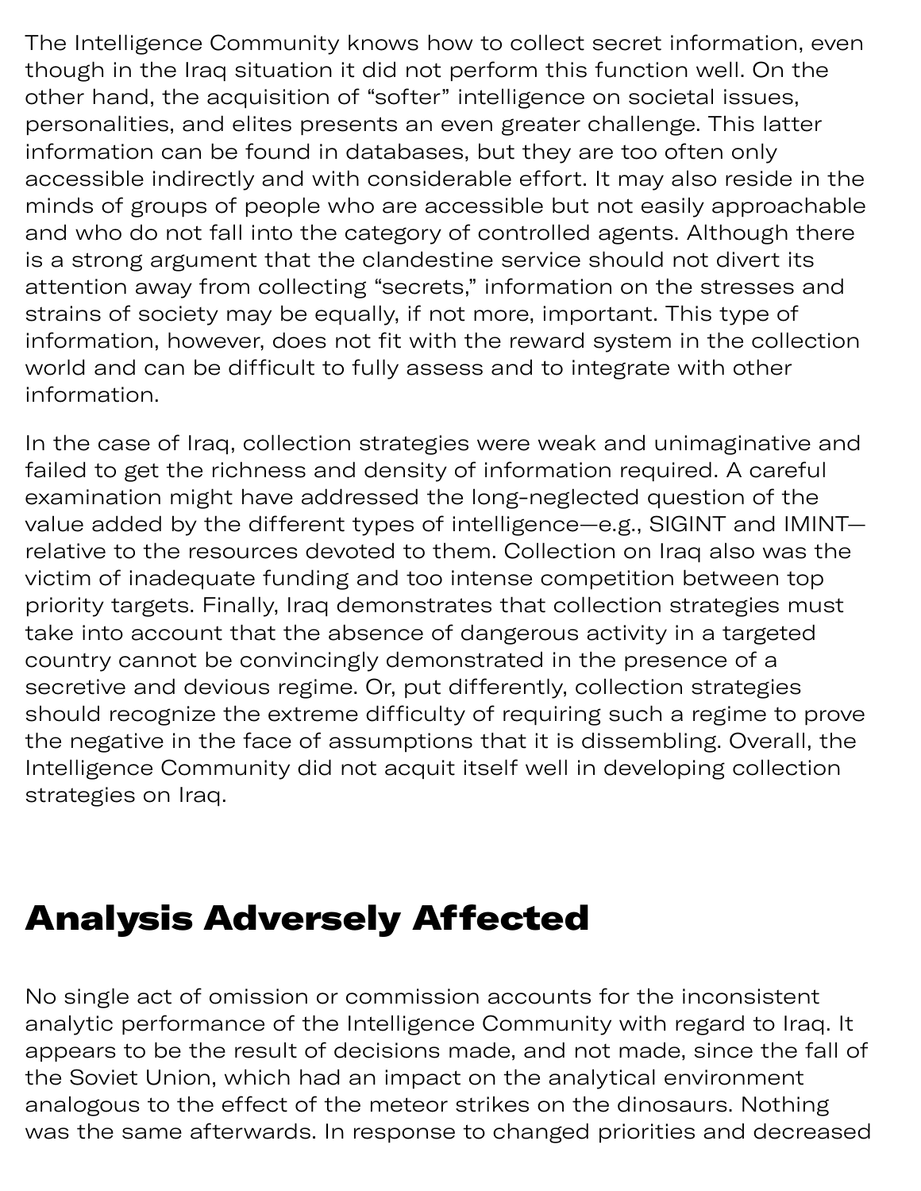The Intelligence Community knows how to collect secret information, even though in the Iraq situation it did not perform this function well. On the other hand, the acquisition of "softer" intelligence on societal issues, personalities, and elites presents an even greater challenge. This latter information can be found in databases, but they are too often only accessible indirectly and with considerable effort. It may also reside in the minds of groups of people who are accessible but not easily approachable and who do not fall into the category of controlled agents. Although there is a strong argument that the clandestine service should not divert its attention away from collecting "secrets," information on the stresses and strains of society may be equally, if not more, important. This type of information, however, does not fit with the reward system in the collection world and can be difficult to fully assess and to integrate with other information.

In the case of Iraq, collection strategies were weak and unimaginative and failed to get the richness and density of information required. A careful examination might have addressed the long-neglected question of the value added by the different types of intelligence—e.g., SIGINT and IMINT—relative to the resources devoted to them. Collection on Iraq also was the victim of inadequate funding and too intense competition between top priority targets. Finally, Iraq demonstrates that collection strategies must take into account that the absence of dangerous activity in a targeted country cannot be convincingly demonstrated in the presence of a secretive and devious regime. Or, put differently, collection strategies should recognize the extreme difficulty of requiring such a regime to prove the negative in the face of assumptions that it is dissembling. Overall, the Intelligence Community did not acquit itself well in developing collection strategies on Iraq.

## Analysis Adversely Affected

No single act of omission or commission accounts for the inconsistent analytic performance of the Intelligence Community with regard to Iraq. It appears to be the result of decisions made, and not made, since the fall of the Soviet Union, which had an impact on the analytical environment analogous to the effect of the meteor strikes on the dinosaurs. Nothing was the same afterwards. In response to changed priorities and decreased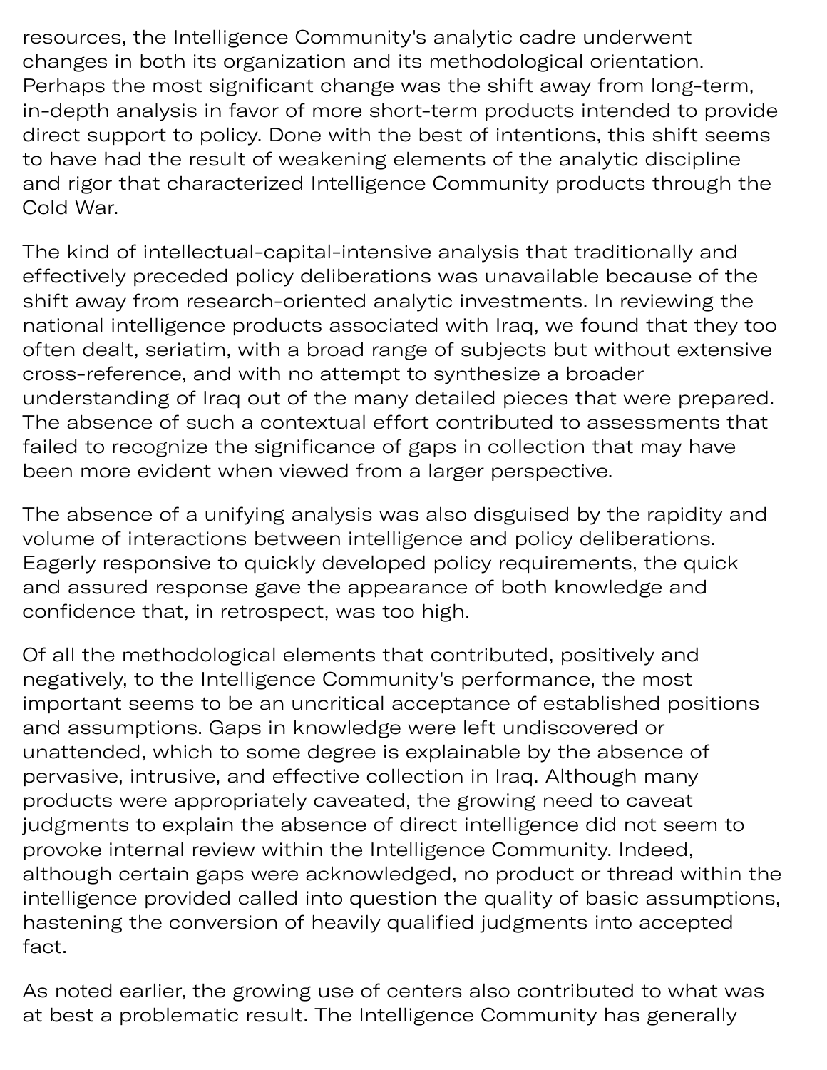resources, the Intelligence Community's analytic cadre underwent changes in both its organization and its methodological orientation. Perhaps the most significant change was the shift away from long-term, in-depth analysis in favor of more short-term products intended to provide direct support to policy. Done with the best of intentions, this shift seems to have had the result of weakening elements of the analytic discipline and rigor that characterized Intelligence Community products through the Cold War.

The kind of intellectual-capital-intensive analysis that traditionally and effectively preceded policy deliberations was unavailable because of the shift away from research-oriented analytic investments. In reviewing the national intelligence products associated with Iraq, we found that they too often dealt, seriatim, with a broad range of subjects but without extensive cross-reference, and with no attempt to synthesize a broader understanding of Iraq out of the many detailed pieces that were prepared. The absence of such a contextual effort contributed to assessments that failed to recognize the significance of gaps in collection that may have been more evident when viewed from a larger perspective.

The absence of a unifying analysis was also disguised by the rapidity and volume of interactions between intelligence and policy deliberations. Eagerly responsive to quickly developed policy requirements, the quick and assured response gave the appearance of both knowledge and confidence that, in retrospect, was too high.

Of all the methodological elements that contributed, positively and negatively, to the Intelligence Community's performance, the most important seems to be an uncritical acceptance of established positions and assumptions. Gaps in knowledge were left undiscovered or unattended, which to some degree is explainable by the absence of pervasive, intrusive, and effective collection in Iraq. Although many products were appropriately caveated, the growing need to caveat judgments to explain the absence of direct intelligence did not seem to provoke internal review within the Intelligence Community. Indeed, although certain gaps were acknowledged, no product or thread within the intelligence provided called into question the quality of basic assumptions, hastening the conversion of heavily qualified judgments into accepted fact.

As noted earlier, the growing use of centers also contributed to what was at best a problematic result. The Intelligence Community has generally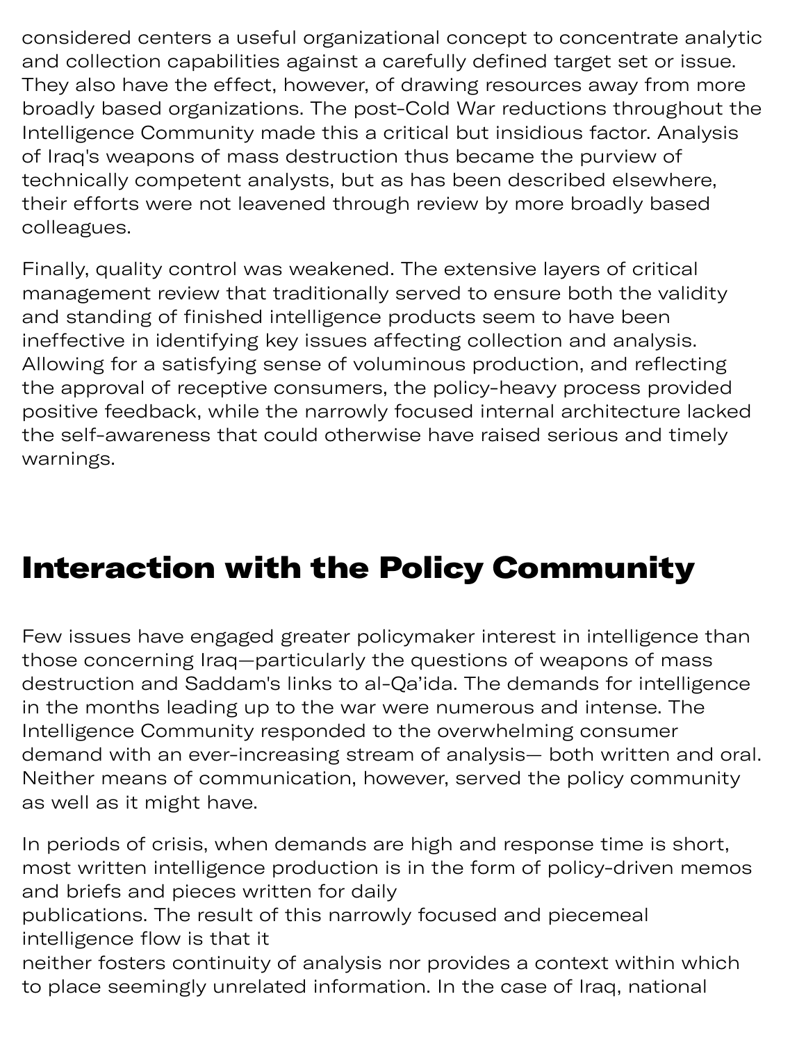considered centers a useful organizational concept to concentrate analytic and collection capabilities against a carefully defined target set or issue. They also have the effect, however, of drawing resources away from more broadly based organizations. The post-Cold War reductions throughout the Intelligence Community made this a critical but insidious factor. Analysis of Iraq's weapons of mass destruction thus became the purview of technically competent analysts, but as has been described elsewhere, their efforts were not leavened through review by more broadly based colleagues.

Finally, quality control was weakened. The extensive layers of critical management review that traditionally served to ensure both the validity and standing of finished intelligence products seem to have been ineffective in identifying key issues affecting collection and analysis. Allowing for a satisfying sense of voluminous production, and reflecting the approval of receptive consumers, the policy-heavy process provided positive feedback, while the narrowly focused internal architecture lacked the self-awareness that could otherwise have raised serious and timely warnings.

## Interaction with the Policy Community

Few issues have engaged greater policymaker interest in intelligence than those concerning Iraq—particularly the questions of weapons of mass destruction and Saddam's links to al-Qa'ida. The demands for intelligence in the months leading up to the war were numerous and intense. The Intelligence Community responded to the overwhelming consumer demand with an ever-increasing stream of analysis— both written and oral. Neither means of communication, however, served the policy community as well as it might have.

In periods of crisis, when demands are high and response time is short, most written intelligence production is in the form of policy-driven memos and briefs and pieces written for daily publications. The result of this narrowly focused and piecemeal intelligence flow is that it neither fosters continuity of analysis nor provides a context within which to place seemingly unrelated information. In the case of Iraq, national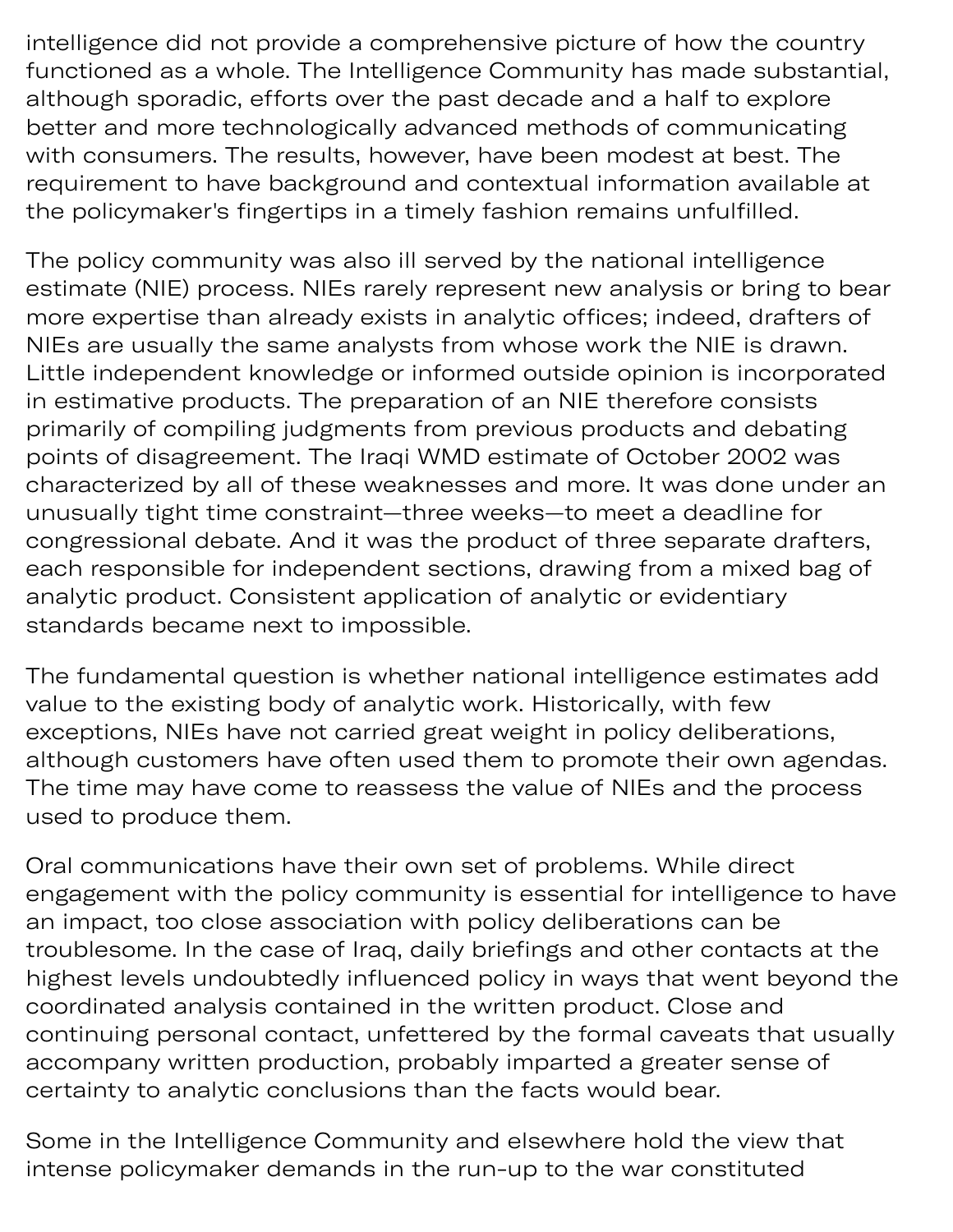intelligence did not provide a comprehensive picture of how the country functioned as a whole. The Intelligence Community has made substantial, although sporadic, efforts over the past decade and a half to explore better and more technologically advanced methods of communicating with consumers. The results, however, have been modest at best. The requirement to have background and contextual information available at the policymaker's fingertips in a timely fashion remains unfulfilled.

The policy community was also ill served by the national intelligence estimate (NIE) process. NIEs rarely represent new analysis or bring to bear more expertise than already exists in analytic offices; indeed, drafters of NIEs are usually the same analysts from whose work the NIE is drawn. Little independent knowledge or informed outside opinion is incorporated in estimative products. The preparation of an NIE therefore consists primarily of compiling judgments from previous products and debating points of disagreement. The Iraqi WMD estimate of October 2002 was characterized by all of these weaknesses and more. It was done under an unusually tight time constraint—three weeks—to meet a deadline for congressional debate. And it was the product of three separate drafters, each responsible for independent sections, drawing from a mixed bag of analytic product. Consistent application of analytic or evidentiary standards became next to impossible.

The fundamental question is whether national intelligence estimates add value to the existing body of analytic work. Historically, with few exceptions, NIEs have not carried great weight in policy deliberations, although customers have often used them to promote their own agendas. The time may have come to reassess the value of NIEs and the process used to produce them.

Oral communications have their own set of problems. While direct engagement with the policy community is essential for intelligence to have an impact, too close association with policy deliberations can be troublesome. In the case of Iraq, daily briefings and other contacts at the highest levels undoubtedly influenced policy in ways that went beyond the coordinated analysis contained in the written product. Close and continuing personal contact, unfettered by the formal caveats that usually accompany written production, probably imparted a greater sense of certainty to analytic conclusions than the facts would bear.

Some in the Intelligence Community and elsewhere hold the view that intense policymaker demands in the run-up to the war constituted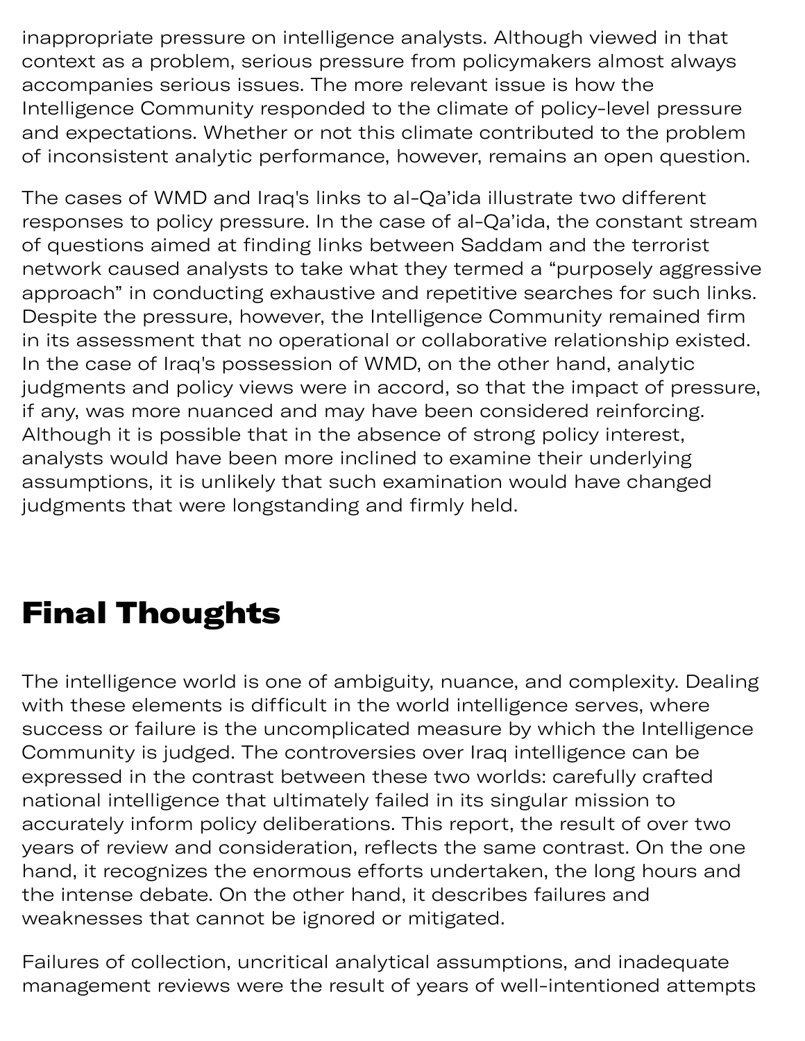inappropriate pressure on intelligence analysts. Although viewed in that context as a problem, serious pressure from policymakers almost always accompanies serious issues. The more relevant issue is how the Intelligence Community responded to the climate of policy-level pressure and expectations. Whether or not this climate contributed to the problem of inconsistent analytic performance, however, remains an open question.

The cases of WMD and Iraq's links to al-Qa'ida illustrate two different responses to policy pressure. In the case of al-Qa'ida, the constant stream of questions aimed at finding links between Saddam and the terrorist network caused analysts to take what they termed a "purposely aggressive approach" in conducting exhaustive and repetitive searches for such links. Despite the pressure, however, the Intelligence Community remained firm in its assessment that no operational or collaborative relationship existed. In the case of Iraq's possession of WMD, on the other hand, analytic judgments and policy views were in accord, so that the impact of pressure, if any, was more nuanced and may have been considered reinforcing. Although it is possible that in the absence of strong policy interest, analysts would have been more inclined to examine their underlying assumptions, it is unlikely that such examination would have changed judgments that were longstanding and firmly held.

## Final Thoughts

The intelligence world is one of ambiguity, nuance, and complexity. Dealing with these elements is difficult in the world intelligence serves, where success or failure is the uncomplicated measure by which the Intelligence Community is judged. The controversies over Iraq intelligence can be expressed in the contrast between these two worlds: carefully crafted national intelligence that ultimately failed in its singular mission to accurately inform policy deliberations. This report, the result of over two years of review and consideration, reflects the same contrast. On the one hand, it recognizes the enormous efforts undertaken, the long hours and the intense debate. On the other hand, it describes failures and weaknesses that cannot be ignored or mitigated.

Failures of collection, uncritical analytical assumptions, and inadequate management reviews were the result of years of well-intentioned attempts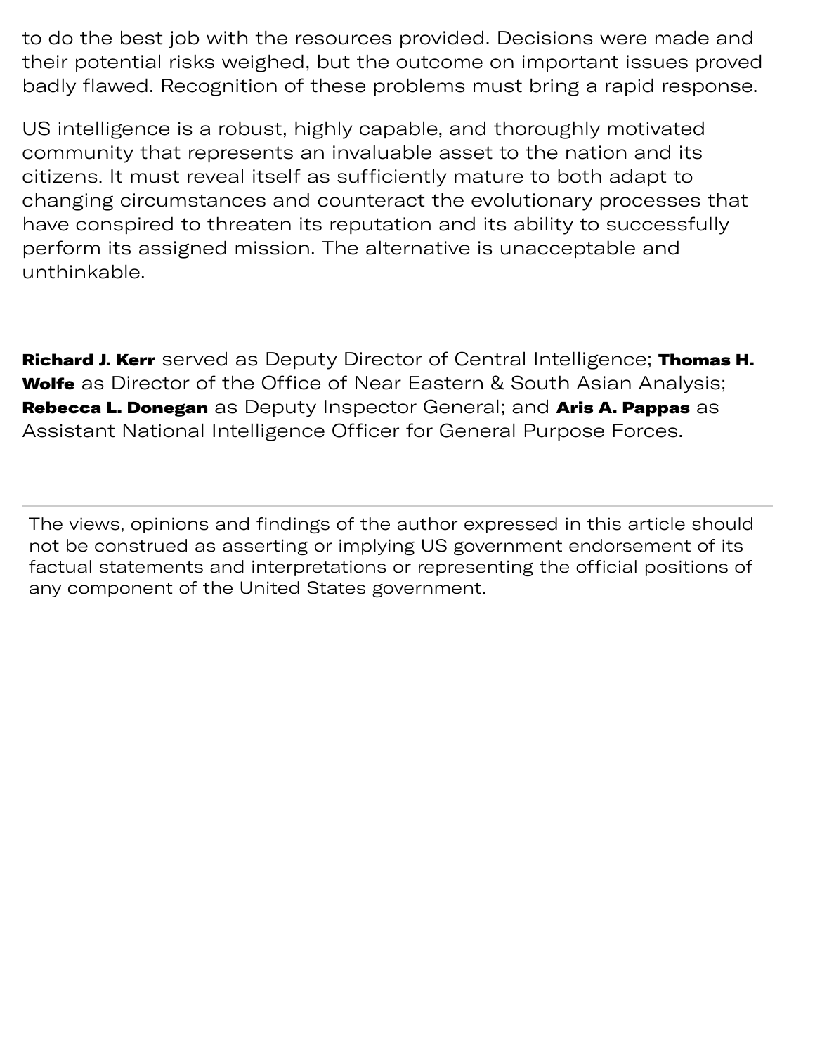to do the best job with the resources provided. Decisions were made and their potential risks weighed, but the outcome on important issues proved badly flawed. Recognition of these problems must bring a rapid response.

US intelligence is a robust, highly capable, and thoroughly motivated community that represents an invaluable asset to the nation and its citizens. It must reveal itself as sufficiently mature to both adapt to changing circumstances and counteract the evolutionary processes that have conspired to threaten its reputation and its ability to successfully perform its assigned mission. The alternative is unacceptable and unthinkable.

**Richard J. Kerr** served as Deputy Director of Central Intelligence; **Thomas H. Wolfe** as Director of the Office of Near Eastern & South Asian Analysis; **Rebecca L. Donegan** as Deputy Inspector General; and **Aris A. Pappas** as Assistant National Intelligence Officer for General Purpose Forces.

---

The views, opinions and findings of the author expressed in this article should not be construed as asserting or implying US government endorsement of its factual statements and interpretations or representing the official positions of any component of the United States government.